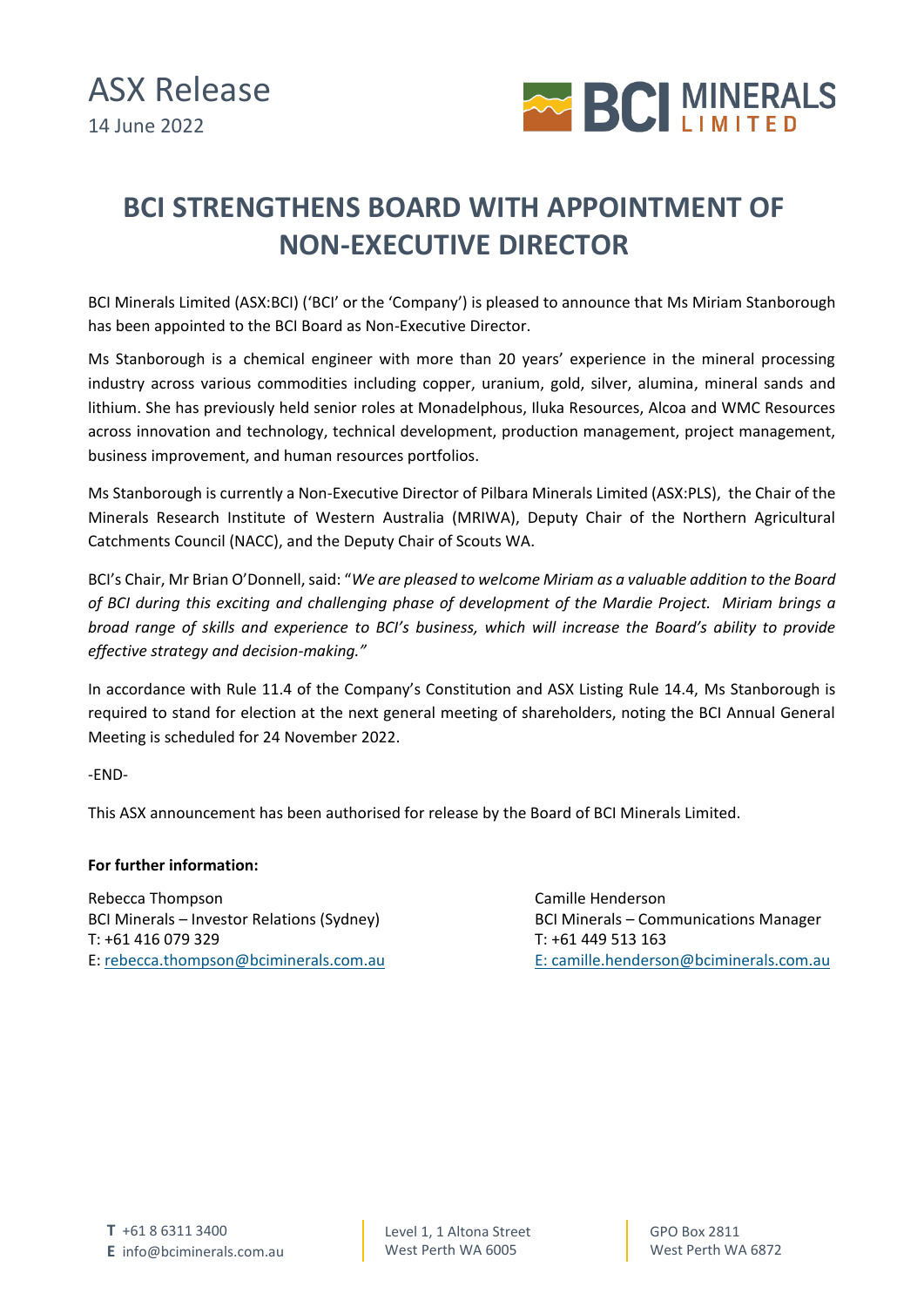ASX Release
14 June 2022

# BCI STRENGTHENS BOARD WITH APPOINTMENT OF NON-EXECUTIVE DIRECTOR

BCI Minerals Limited (ASX:BCI) ('BCI' or the 'Company') is pleased to announce that Ms Miriam Stanborough has been appointed to the BCI Board as Non-Executive Director.

Ms Stanborough is a chemical engineer with more than 20 years' experience in the mineral processing industry across various commodities including copper, uranium, gold, silver, alumina, mineral sands and lithium. She has previously held senior roles at Monadelphous, Iluka Resources, Alcoa and WMC Resources across innovation and technology, technical development, production management, project management, business improvement, and human resources portfolios.

Ms Stanborough is currently a Non-Executive Director of Pilbara Minerals Limited (ASX:PLS), the Chair of the Minerals Research Institute of Western Australia (MRIWA), Deputy Chair of the Northern Agricultural Catchments Council (NACC), and the Deputy Chair of Scouts WA.

BCI's Chair, Mr Brian O'Donnell, said: "*We are pleased to welcome Miriam as a valuable addition to the Board of BCI during this exciting and challenging phase of development of the Mardie Project. Miriam brings a broad range of skills and experience to BCI's business, which will increase the Board's ability to provide effective strategy and decision-making.*"

In accordance with Rule 11.4 of the Company's Constitution and ASX Listing Rule 14.4, Ms Stanborough is required to stand for election at the next general meeting of shareholders, noting the BCI Annual General Meeting is scheduled for 24 November 2022.

-END-

This ASX announcement has been authorised for release by the Board of BCI Minerals Limited.

**For further information:**

Rebecca Thompson
BCI Minerals – Investor Relations (Sydney)
T: +61 416 079 329
E: rebecca.thompson@bciminerals.com.au

Camille Henderson
BCI Minerals – Communications Manager
T: +61 449 513 163
E: camille.henderson@bciminerals.com.au

**T** +61 8 6311 3400
**E** info@bciminerals.com.au

Level 1, 1 Altona Street
West Perth WA 6005

GPO Box 2811
West Perth WA 6872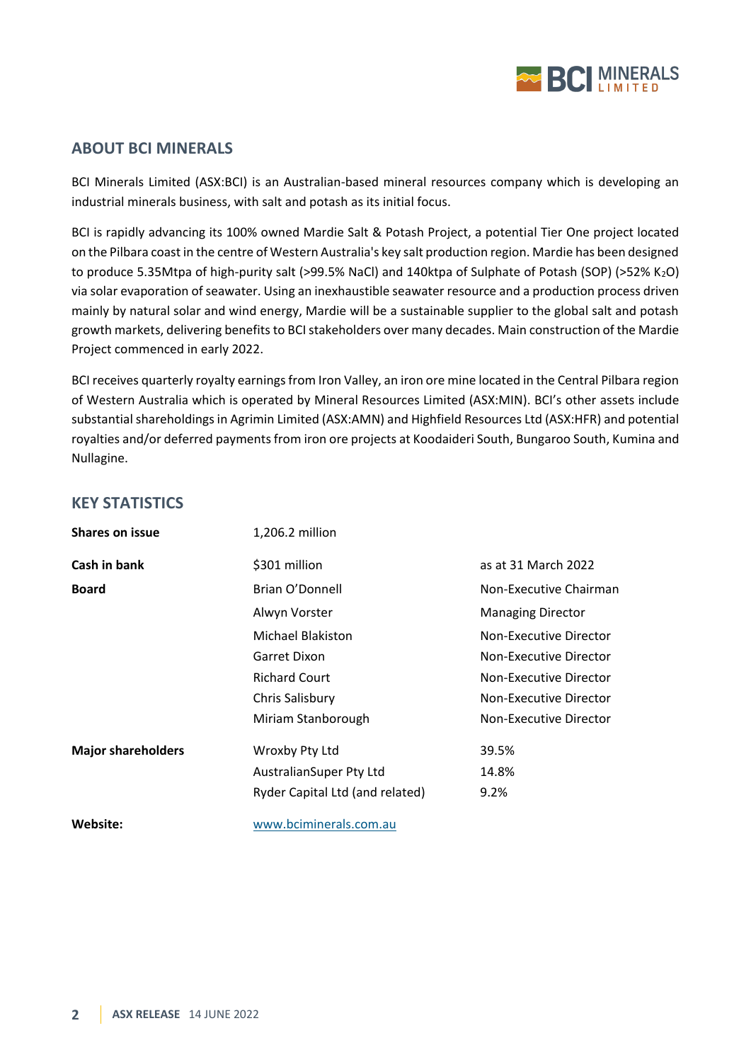## ABOUT BCI MINERALS

BCI Minerals Limited (ASX:BCI) is an Australian-based mineral resources company which is developing an industrial minerals business, with salt and potash as its initial focus.

BCI is rapidly advancing its 100% owned Mardie Salt & Potash Project, a potential Tier One project located on the Pilbara coast in the centre of Western Australia's key salt production region. Mardie has been designed to produce 5.35Mtpa of high-purity salt (>99.5% NaCl) and 140ktpa of Sulphate of Potash (SOP) (>52% $K_2O$) via solar evaporation of seawater. Using an inexhaustible seawater resource and a production process driven mainly by natural solar and wind energy, Mardie will be a sustainable supplier to the global salt and potash growth markets, delivering benefits to BCI stakeholders over many decades. Main construction of the Mardie Project commenced in early 2022.

BCI receives quarterly royalty earnings from Iron Valley, an iron ore mine located in the Central Pilbara region of Western Australia which is operated by Mineral Resources Limited (ASX:MIN). BCI's other assets include substantial shareholdings in Agrimin Limited (ASX:AMN) and Highfield Resources Ltd (ASX:HFR) and potential royalties and/or deferred payments from iron ore projects at Koodaideri South, Bungaroo South, Kumina and Nullagine.

## KEY STATISTICS

| | | |
|---|---|---|
| **Shares on issue** | 1,206.2 million | |
| **Cash in bank** | $301 million | as at 31 March 2022 |
| **Board** | Brian O'Donnell | Non-Executive Chairman |
| | Alwyn Vorster | Managing Director |
| | Michael Blakiston | Non-Executive Director |
| | Garret Dixon | Non-Executive Director |
| | Richard Court | Non-Executive Director |
| | Chris Salisbury | Non-Executive Director |
| | Miriam Stanborough | Non-Executive Director |
| **Major shareholders** | Wroxby Pty Ltd | 39.5% |
| | AustralianSuper Pty Ltd | 14.8% |
| | Ryder Capital Ltd (and related) | 9.2% |
| **Website:** | www.bciminerals.com.au | |